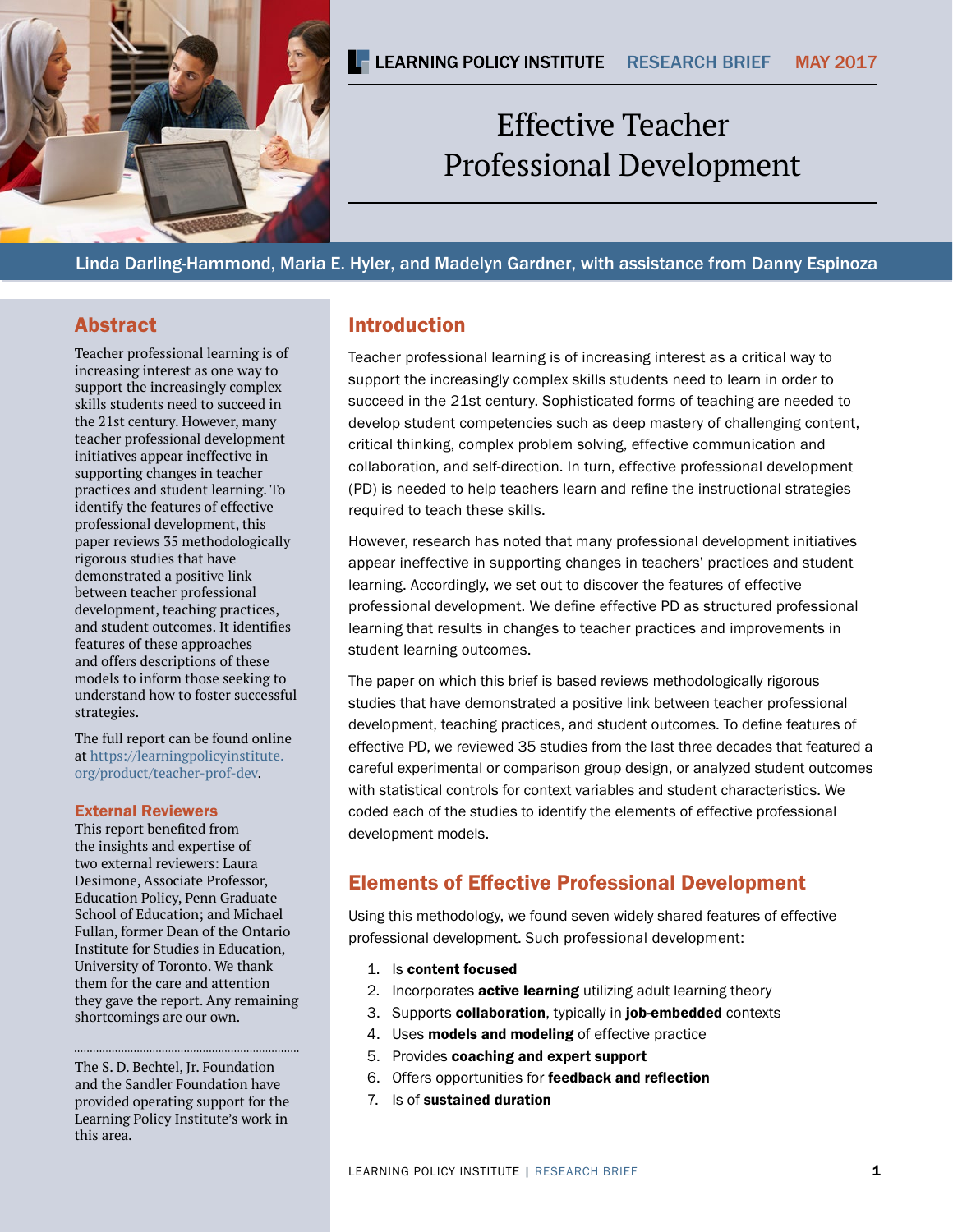LEARNING POLICY INSTITUTE RESEARCH BRIEF MAY 2017

# Effective Teacher Professional Development

Linda Darling-Hammond, Maria E. Hyler, and Madelyn Gardner, with assistance from Danny Espinoza

## Abstract

Teacher professional learning is of increasing interest as one way to support the increasingly complex skills students need to succeed in the 21st century. However, many teacher professional development initiatives appear ineffective in supporting changes in teacher practices and student learning. To identify the features of effective professional development, this paper reviews 35 methodologically rigorous studies that have demonstrated a positive link between teacher professional development, teaching practices, and student outcomes. It identifies features of these approaches and offers descriptions of these models to inform those seeking to understand how to foster successful strategies.

The full report can be found online at https://learningpolicyinstitute.org/product/teacher-prof-dev.

### External Reviewers

This report benefited from the insights and expertise of two external reviewers: Laura Desimone, Associate Professor, Education Policy, Penn Graduate School of Education; and Michael Fullan, former Dean of the Ontario Institute for Studies in Education, University of Toronto. We thank them for the care and attention they gave the report. Any remaining shortcomings are our own.

The S. D. Bechtel, Jr. Foundation and the Sandler Foundation have provided operating support for the Learning Policy Institute's work in this area.

## Introduction

Teacher professional learning is of increasing interest as a critical way to support the increasingly complex skills students need to learn in order to succeed in the 21st century. Sophisticated forms of teaching are needed to develop student competencies such as deep mastery of challenging content, critical thinking, complex problem solving, effective communication and collaboration, and self-direction. In turn, effective professional development (PD) is needed to help teachers learn and refine the instructional strategies required to teach these skills.

However, research has noted that many professional development initiatives appear ineffective in supporting changes in teachers' practices and student learning. Accordingly, we set out to discover the features of effective professional development. We define effective PD as structured professional learning that results in changes to teacher practices and improvements in student learning outcomes.

The paper on which this brief is based reviews methodologically rigorous studies that have demonstrated a positive link between teacher professional development, teaching practices, and student outcomes. To define features of effective PD, we reviewed 35 studies from the last three decades that featured a careful experimental or comparison group design, or analyzed student outcomes with statistical controls for context variables and student characteristics. We coded each of the studies to identify the elements of effective professional development models.

## Elements of Effective Professional Development

Using this methodology, we found seven widely shared features of effective professional development. Such professional development:

1. Is **content focused**
2. Incorporates **active learning** utilizing adult learning theory
3. Supports **collaboration**, typically in **job-embedded** contexts
4. Uses **models and modeling** of effective practice
5. Provides **coaching and expert support**
6. Offers opportunities for **feedback and reflection**
7. Is of **sustained duration**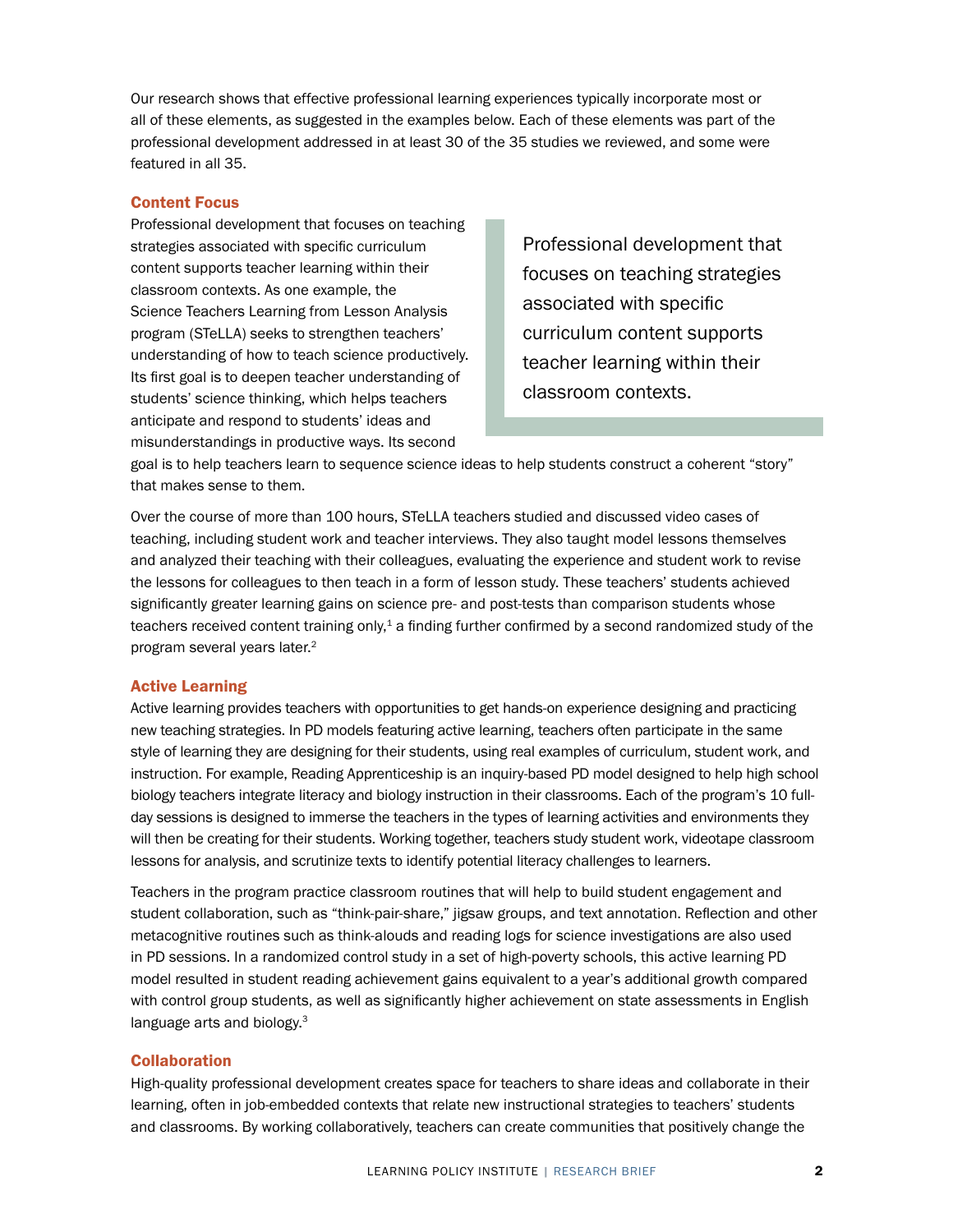Our research shows that effective professional learning experiences typically incorporate most or all of these elements, as suggested in the examples below. Each of these elements was part of the professional development addressed in at least 30 of the 35 studies we reviewed, and some were featured in all 35.

### Content Focus

Professional development that focuses on teaching strategies associated with specific curriculum content supports teacher learning within their classroom contexts. As one example, the Science Teachers Learning from Lesson Analysis program (STeLLA) seeks to strengthen teachers' understanding of how to teach science productively. Its first goal is to deepen teacher understanding of students' science thinking, which helps teachers anticipate and respond to students' ideas and misunderstandings in productive ways. Its second goal is to help teachers learn to sequence science ideas to help students construct a coherent "story" that makes sense to them.

> Professional development that focuses on teaching strategies associated with specific curriculum content supports teacher learning within their classroom contexts.

Over the course of more than 100 hours, STeLLA teachers studied and discussed video cases of teaching, including student work and teacher interviews. They also taught model lessons themselves and analyzed their teaching with their colleagues, evaluating the experience and student work to revise the lessons for colleagues to then teach in a form of lesson study. These teachers' students achieved significantly greater learning gains on science pre- and post-tests than comparison students whose teachers received content training only,[1] a finding further confirmed by a second randomized study of the program several years later.[2]

### Active Learning

Active learning provides teachers with opportunities to get hands-on experience designing and practicing new teaching strategies. In PD models featuring active learning, teachers often participate in the same style of learning they are designing for their students, using real examples of curriculum, student work, and instruction. For example, Reading Apprenticeship is an inquiry-based PD model designed to help high school biology teachers integrate literacy and biology instruction in their classrooms. Each of the program's 10 full-day sessions is designed to immerse the teachers in the types of learning activities and environments they will then be creating for their students. Working together, teachers study student work, videotape classroom lessons for analysis, and scrutinize texts to identify potential literacy challenges to learners.

Teachers in the program practice classroom routines that will help to build student engagement and student collaboration, such as "think-pair-share," jigsaw groups, and text annotation. Reflection and other metacognitive routines such as think-alouds and reading logs for science investigations are also used in PD sessions. In a randomized control study in a set of high-poverty schools, this active learning PD model resulted in student reading achievement gains equivalent to a year's additional growth compared with control group students, as well as significantly higher achievement on state assessments in English language arts and biology.[3]

### Collaboration

High-quality professional development creates space for teachers to share ideas and collaborate in their learning, often in job-embedded contexts that relate new instructional strategies to teachers' students and classrooms. By working collaboratively, teachers can create communities that positively change the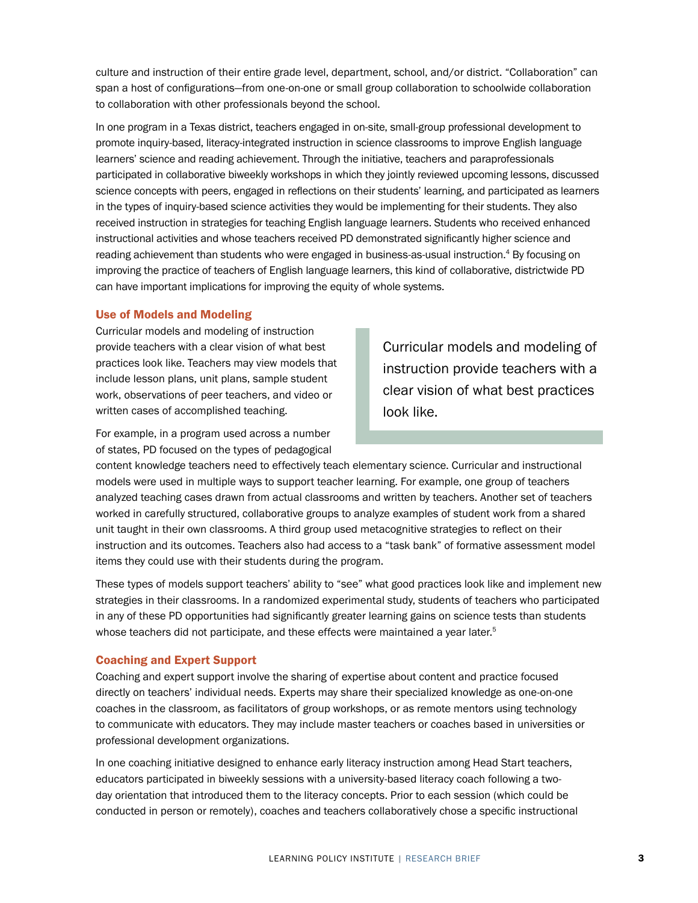culture and instruction of their entire grade level, department, school, and/or district. “Collaboration” can span a host of configurations—from one-on-one or small group collaboration to schoolwide collaboration to collaboration with other professionals beyond the school.

In one program in a Texas district, teachers engaged in on-site, small-group professional development to promote inquiry-based, literacy-integrated instruction in science classrooms to improve English language learners’ science and reading achievement. Through the initiative, teachers and paraprofessionals participated in collaborative biweekly workshops in which they jointly reviewed upcoming lessons, discussed science concepts with peers, engaged in reflections on their students’ learning, and participated as learners in the types of inquiry-based science activities they would be implementing for their students. They also received instruction in strategies for teaching English language learners. Students who received enhanced instructional activities and whose teachers received PD demonstrated significantly higher science and reading achievement than students who were engaged in business-as-usual instruction.[4] By focusing on improving the practice of teachers of English language learners, this kind of collaborative, districtwide PD can have important implications for improving the equity of whole systems.

### Use of Models and Modeling

Curricular models and modeling of instruction provide teachers with a clear vision of what best practices look like. Teachers may view models that include lesson plans, unit plans, sample student work, observations of peer teachers, and video or written cases of accomplished teaching.

> Curricular models and modeling of instruction provide teachers with a clear vision of what best practices look like.

For example, in a program used across a number of states, PD focused on the types of pedagogical content knowledge teachers need to effectively teach elementary science. Curricular and instructional models were used in multiple ways to support teacher learning. For example, one group of teachers analyzed teaching cases drawn from actual classrooms and written by teachers. Another set of teachers worked in carefully structured, collaborative groups to analyze examples of student work from a shared unit taught in their own classrooms. A third group used metacognitive strategies to reflect on their instruction and its outcomes. Teachers also had access to a “task bank” of formative assessment model items they could use with their students during the program.

These types of models support teachers’ ability to “see” what good practices look like and implement new strategies in their classrooms. In a randomized experimental study, students of teachers who participated in any of these PD opportunities had significantly greater learning gains on science tests than students whose teachers did not participate, and these effects were maintained a year later.[5]

### Coaching and Expert Support

Coaching and expert support involve the sharing of expertise about content and practice focused directly on teachers’ individual needs. Experts may share their specialized knowledge as one-on-one coaches in the classroom, as facilitators of group workshops, or as remote mentors using technology to communicate with educators. They may include master teachers or coaches based in universities or professional development organizations.

In one coaching initiative designed to enhance early literacy instruction among Head Start teachers, educators participated in biweekly sessions with a university-based literacy coach following a two-day orientation that introduced them to the literacy concepts. Prior to each session (which could be conducted in person or remotely), coaches and teachers collaboratively chose a specific instructional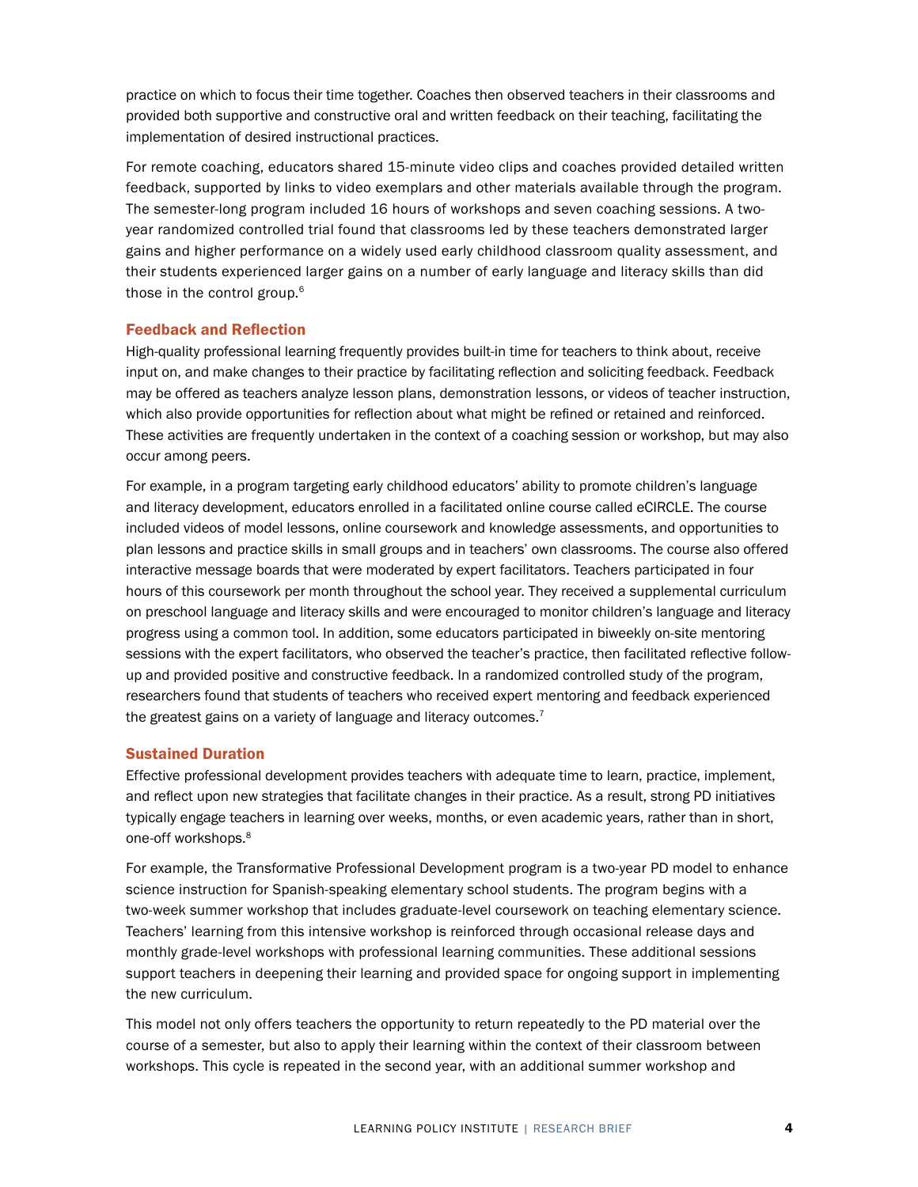practice on which to focus their time together. Coaches then observed teachers in their classrooms and provided both supportive and constructive oral and written feedback on their teaching, facilitating the implementation of desired instructional practices.

For remote coaching, educators shared 15-minute video clips and coaches provided detailed written feedback, supported by links to video exemplars and other materials available through the program. The semester-long program included 16 hours of workshops and seven coaching sessions. A two-year randomized controlled trial found that classrooms led by these teachers demonstrated larger gains and higher performance on a widely used early childhood classroom quality assessment, and their students experienced larger gains on a number of early language and literacy skills than did those in the control group.[6]

### Feedback and Reflection

High-quality professional learning frequently provides built-in time for teachers to think about, receive input on, and make changes to their practice by facilitating reflection and soliciting feedback. Feedback may be offered as teachers analyze lesson plans, demonstration lessons, or videos of teacher instruction, which also provide opportunities for reflection about what might be refined or retained and reinforced. These activities are frequently undertaken in the context of a coaching session or workshop, but may also occur among peers.

For example, in a program targeting early childhood educators' ability to promote children's language and literacy development, educators enrolled in a facilitated online course called eCIRCLE. The course included videos of model lessons, online coursework and knowledge assessments, and opportunities to plan lessons and practice skills in small groups and in teachers' own classrooms. The course also offered interactive message boards that were moderated by expert facilitators. Teachers participated in four hours of this coursework per month throughout the school year. They received a supplemental curriculum on preschool language and literacy skills and were encouraged to monitor children's language and literacy progress using a common tool. In addition, some educators participated in biweekly on-site mentoring sessions with the expert facilitators, who observed the teacher's practice, then facilitated reflective follow-up and provided positive and constructive feedback. In a randomized controlled study of the program, researchers found that students of teachers who received expert mentoring and feedback experienced the greatest gains on a variety of language and literacy outcomes.[7]

### Sustained Duration

Effective professional development provides teachers with adequate time to learn, practice, implement, and reflect upon new strategies that facilitate changes in their practice. As a result, strong PD initiatives typically engage teachers in learning over weeks, months, or even academic years, rather than in short, one-off workshops.[8]

For example, the Transformative Professional Development program is a two-year PD model to enhance science instruction for Spanish-speaking elementary school students. The program begins with a two-week summer workshop that includes graduate-level coursework on teaching elementary science. Teachers' learning from this intensive workshop is reinforced through occasional release days and monthly grade-level workshops with professional learning communities. These additional sessions support teachers in deepening their learning and provided space for ongoing support in implementing the new curriculum.

This model not only offers teachers the opportunity to return repeatedly to the PD material over the course of a semester, but also to apply their learning within the context of their classroom between workshops. This cycle is repeated in the second year, with an additional summer workshop and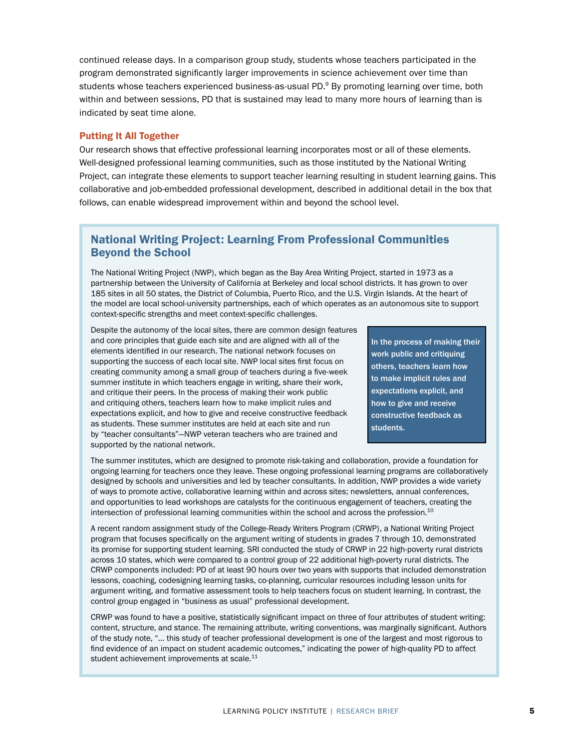continued release days. In a comparison group study, students whose teachers participated in the program demonstrated significantly larger improvements in science achievement over time than students whose teachers experienced business-as-usual PD.[9] By promoting learning over time, both within and between sessions, PD that is sustained may lead to many more hours of learning than is indicated by seat time alone.

### Putting It All Together

Our research shows that effective professional learning incorporates most or all of these elements. Well-designed professional learning communities, such as those instituted by the National Writing Project, can integrate these elements to support teacher learning resulting in student learning gains. This collaborative and job-embedded professional development, described in additional detail in the box that follows, can enable widespread improvement within and beyond the school level.

## National Writing Project: Learning From Professional Communities Beyond the School

The National Writing Project (NWP), which began as the Bay Area Writing Project, started in 1973 as a partnership between the University of California at Berkeley and local school districts. It has grown to over 185 sites in all 50 states, the District of Columbia, Puerto Rico, and the U.S. Virgin Islands. At the heart of the model are local school-university partnerships, each of which operates as an autonomous site to support context-specific strengths and meet context-specific challenges.

Despite the autonomy of the local sites, there are common design features and core principles that guide each site and are aligned with all of the elements identified in our research. The national network focuses on supporting the success of each local site. NWP local sites first focus on creating community among a small group of teachers during a five-week summer institute in which teachers engage in writing, share their work, and critique their peers. In the process of making their work public and critiquing others, teachers learn how to make implicit rules and expectations explicit, and how to give and receive constructive feedback as students. These summer institutes are held at each site and run by "teacher consultants"—NWP veteran teachers who are trained and supported by the national network.

**In the process of making their work public and critiquing others, teachers learn how to make implicit rules and expectations explicit, and how to give and receive constructive feedback as students.**

The summer institutes, which are designed to promote risk-taking and collaboration, provide a foundation for ongoing learning for teachers once they leave. These ongoing professional learning programs are collaboratively designed by schools and universities and led by teacher consultants. In addition, NWP provides a wide variety of ways to promote active, collaborative learning within and across sites; newsletters, annual conferences, and opportunities to lead workshops are catalysts for the continuous engagement of teachers, creating the intersection of professional learning communities within the school and across the profession.[10]

A recent random assignment study of the College-Ready Writers Program (CRWP), a National Writing Project program that focuses specifically on the argument writing of students in grades 7 through 10, demonstrated its promise for supporting student learning. SRI conducted the study of CRWP in 22 high-poverty rural districts across 10 states, which were compared to a control group of 22 additional high-poverty rural districts. The CRWP components included: PD of at least 90 hours over two years with supports that included demonstration lessons, coaching, codesigning learning tasks, co-planning, curricular resources including lesson units for argument writing, and formative assessment tools to help teachers focus on student learning. In contrast, the control group engaged in "business as usual" professional development.

CRWP was found to have a positive, statistically significant impact on three of four attributes of student writing: content, structure, and stance. The remaining attribute, writing conventions, was marginally significant. Authors of the study note, "… this study of teacher professional development is one of the largest and most rigorous to find evidence of an impact on student academic outcomes," indicating the power of high-quality PD to affect student achievement improvements at scale.[11]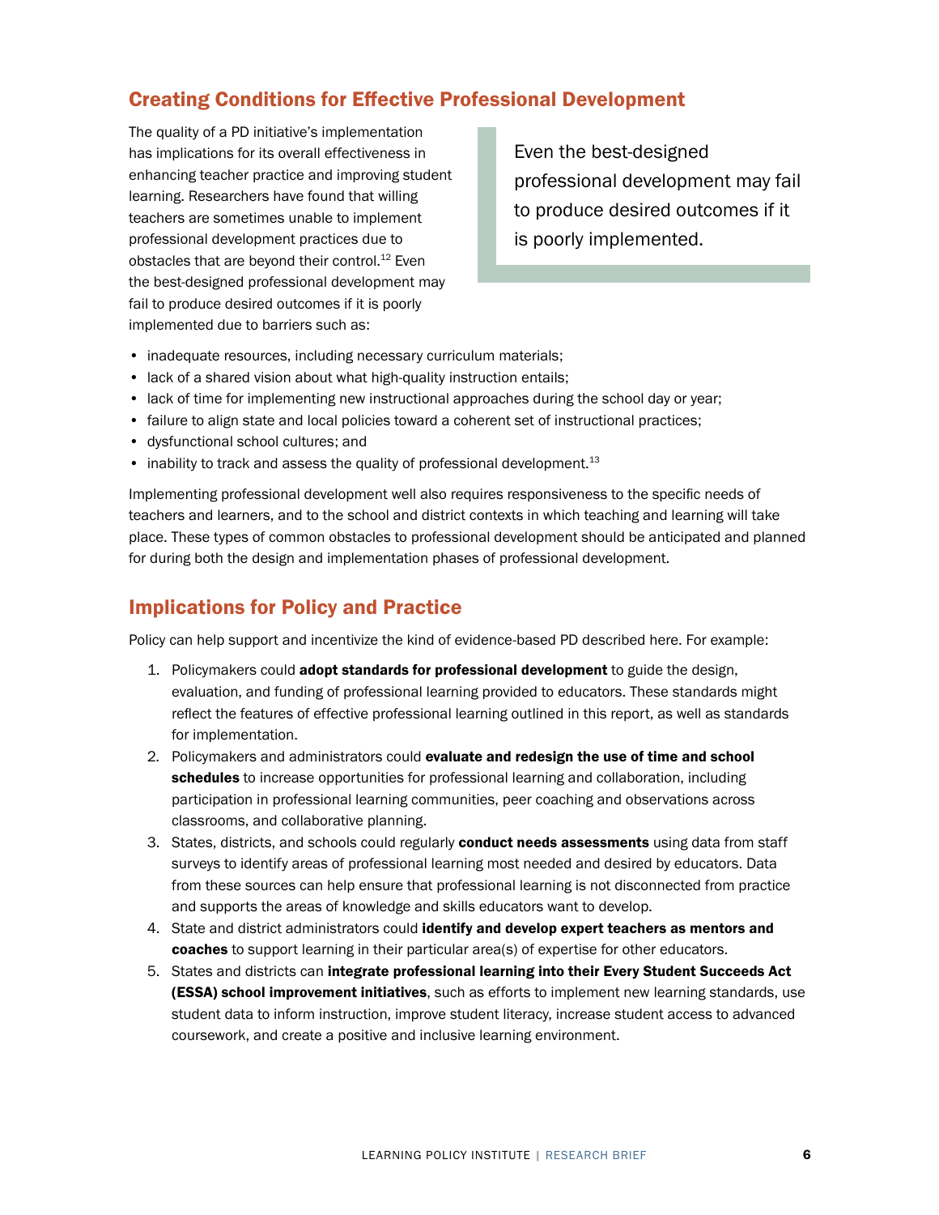## Creating Conditions for Effective Professional Development

The quality of a PD initiative's implementation has implications for its overall effectiveness in enhancing teacher practice and improving student learning. Researchers have found that willing teachers are sometimes unable to implement professional development practices due to obstacles that are beyond their control.[12] Even the best-designed professional development may fail to produce desired outcomes if it is poorly implemented due to barriers such as:

> Even the best-designed professional development may fail to produce desired outcomes if it is poorly implemented.

- inadequate resources, including necessary curriculum materials;
- lack of a shared vision about what high-quality instruction entails;
- lack of time for implementing new instructional approaches during the school day or year;
- failure to align state and local policies toward a coherent set of instructional practices;
- dysfunctional school cultures; and
- inability to track and assess the quality of professional development.[13]

Implementing professional development well also requires responsiveness to the specific needs of teachers and learners, and to the school and district contexts in which teaching and learning will take place. These types of common obstacles to professional development should be anticipated and planned for during both the design and implementation phases of professional development.

## Implications for Policy and Practice

Policy can help support and incentivize the kind of evidence-based PD described here. For example:

1. Policymakers could **adopt standards for professional development** to guide the design, evaluation, and funding of professional learning provided to educators. These standards might reflect the features of effective professional learning outlined in this report, as well as standards for implementation.
2. Policymakers and administrators could **evaluate and redesign the use of time and school schedules** to increase opportunities for professional learning and collaboration, including participation in professional learning communities, peer coaching and observations across classrooms, and collaborative planning.
3. States, districts, and schools could regularly **conduct needs assessments** using data from staff surveys to identify areas of professional learning most needed and desired by educators. Data from these sources can help ensure that professional learning is not disconnected from practice and supports the areas of knowledge and skills educators want to develop.
4. State and district administrators could **identify and develop expert teachers as mentors and coaches** to support learning in their particular area(s) of expertise for other educators.
5. States and districts can **integrate professional learning into their Every Student Succeeds Act (ESSA) school improvement initiatives**, such as efforts to implement new learning standards, use student data to inform instruction, improve student literacy, increase student access to advanced coursework, and create a positive and inclusive learning environment.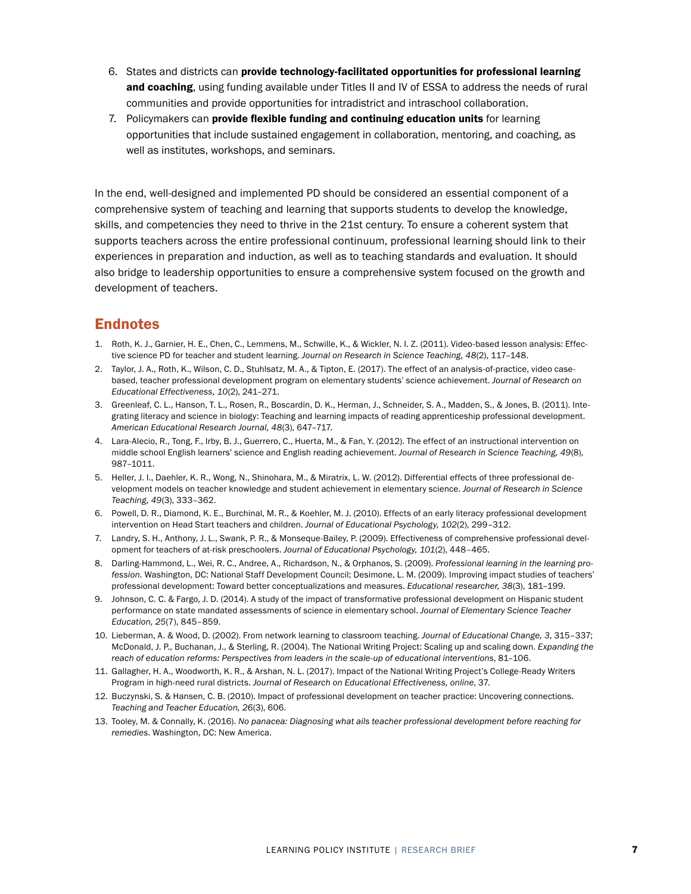6. States and districts can **provide technology-facilitated opportunities for professional learning and coaching**, using funding available under Titles II and IV of ESSA to address the needs of rural communities and provide opportunities for intradistrict and intraschool collaboration.
7. Policymakers can **provide flexible funding and continuing education units** for learning opportunities that include sustained engagement in collaboration, mentoring, and coaching, as well as institutes, workshops, and seminars.

In the end, well-designed and implemented PD should be considered an essential component of a comprehensive system of teaching and learning that supports students to develop the knowledge, skills, and competencies they need to thrive in the 21st century. To ensure a coherent system that supports teachers across the entire professional continuum, professional learning should link to their experiences in preparation and induction, as well as to teaching standards and evaluation. It should also bridge to leadership opportunities to ensure a comprehensive system focused on the growth and development of teachers.

## Endnotes

1. Roth, K. J., Garnier, H. E., Chen, C., Lemmens, M., Schwille, K., & Wickler, N. I. Z. (2011). Video-based lesson analysis: Effective science PD for teacher and student learning. *Journal on Research in Science Teaching, 48*(2), 117–148.
2. Taylor, J. A., Roth, K., Wilson, C. D., Stuhlsatz, M. A., & Tipton, E. (2017). The effect of an analysis-of-practice, video case-based, teacher professional development program on elementary students' science achievement. *Journal of Research on Educational Effectiveness, 10*(2), 241–271.
3. Greenleaf, C. L., Hanson, T. L., Rosen, R., Boscardin, D. K., Herman, J., Schneider, S. A., Madden, S., & Jones, B. (2011). Integrating literacy and science in biology: Teaching and learning impacts of reading apprenticeship professional development. *American Educational Research Journal, 48*(3), 647–717.
4. Lara-Alecio, R., Tong, F., Irby, B. J., Guerrero, C., Huerta, M., & Fan, Y. (2012). The effect of an instructional intervention on middle school English learners' science and English reading achievement. *Journal of Research in Science Teaching, 49*(8), 987–1011.
5. Heller, J. I., Daehler, K. R., Wong, N., Shinohara, M., & Miratrix, L. W. (2012). Differential effects of three professional development models on teacher knowledge and student achievement in elementary science. *Journal of Research in Science Teaching, 49*(3), 333–362.
6. Powell, D. R., Diamond, K. E., Burchinal, M. R., & Koehler, M. J. (2010). Effects of an early literacy professional development intervention on Head Start teachers and children. *Journal of Educational Psychology, 102*(2), 299–312.
7. Landry, S. H., Anthony, J. L., Swank, P. R., & Monseque-Bailey, P. (2009). Effectiveness of comprehensive professional development for teachers of at-risk preschoolers. *Journal of Educational Psychology, 101*(2), 448–465.
8. Darling-Hammond, L., Wei, R. C., Andree, A., Richardson, N., & Orphanos, S. (2009). *Professional learning in the learning profession.* Washington, DC: National Staff Development Council; Desimone, L. M. (2009). Improving impact studies of teachers' professional development: Toward better conceptualizations and measures. *Educational researcher, 38*(3), 181–199.
9. Johnson, C. C. & Fargo, J. D. (2014). A study of the impact of transformative professional development on Hispanic student performance on state mandated assessments of science in elementary school. *Journal of Elementary Science Teacher Education, 25*(7), 845–859.
10. Lieberman, A. & Wood, D. (2002). From network learning to classroom teaching. *Journal of Educational Change, 3*, 315–337; McDonald, J. P., Buchanan, J., & Sterling, R. (2004). The National Writing Project: Scaling up and scaling down. *Expanding the reach of education reforms: Perspectives from leaders in the scale-up of educational interventions*, 81–106.
11. Gallagher, H. A., Woodworth, K. R., & Arshan, N. L. (2017). Impact of the National Writing Project's College-Ready Writers Program in high-need rural districts. *Journal of Research on Educational Effectiveness, online*, 37.
12. Buczynski, S. & Hansen, C. B. (2010). Impact of professional development on teacher practice: Uncovering connections. *Teaching and Teacher Education, 26*(3), 606.
13. Tooley, M. & Connally, K. (2016). *No panacea: Diagnosing what ails teacher professional development before reaching for remedies*. Washington, DC: New America.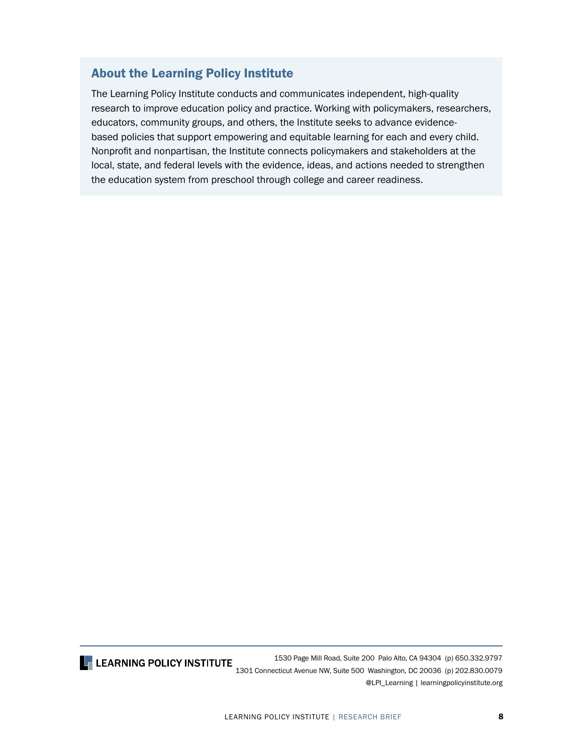## About the Learning Policy Institute

The Learning Policy Institute conducts and communicates independent, high-quality research to improve education policy and practice. Working with policymakers, researchers, educators, community groups, and others, the Institute seeks to advance evidence-based policies that support empowering and equitable learning for each and every child. Nonprofit and nonpartisan, the Institute connects policymakers and stakeholders at the local, state, and federal levels with the evidence, ideas, and actions needed to strengthen the education system from preschool through college and career readiness.

LEARNING POLICY INSTITUTE

1530 Page Mill Road, Suite 200 Palo Alto, CA 94304 (p) 650.332.9797
1301 Connecticut Avenue NW, Suite 500 Washington, DC 20036 (p) 202.830.0079
@LPI_Learning | learningpolicyinstitute.org